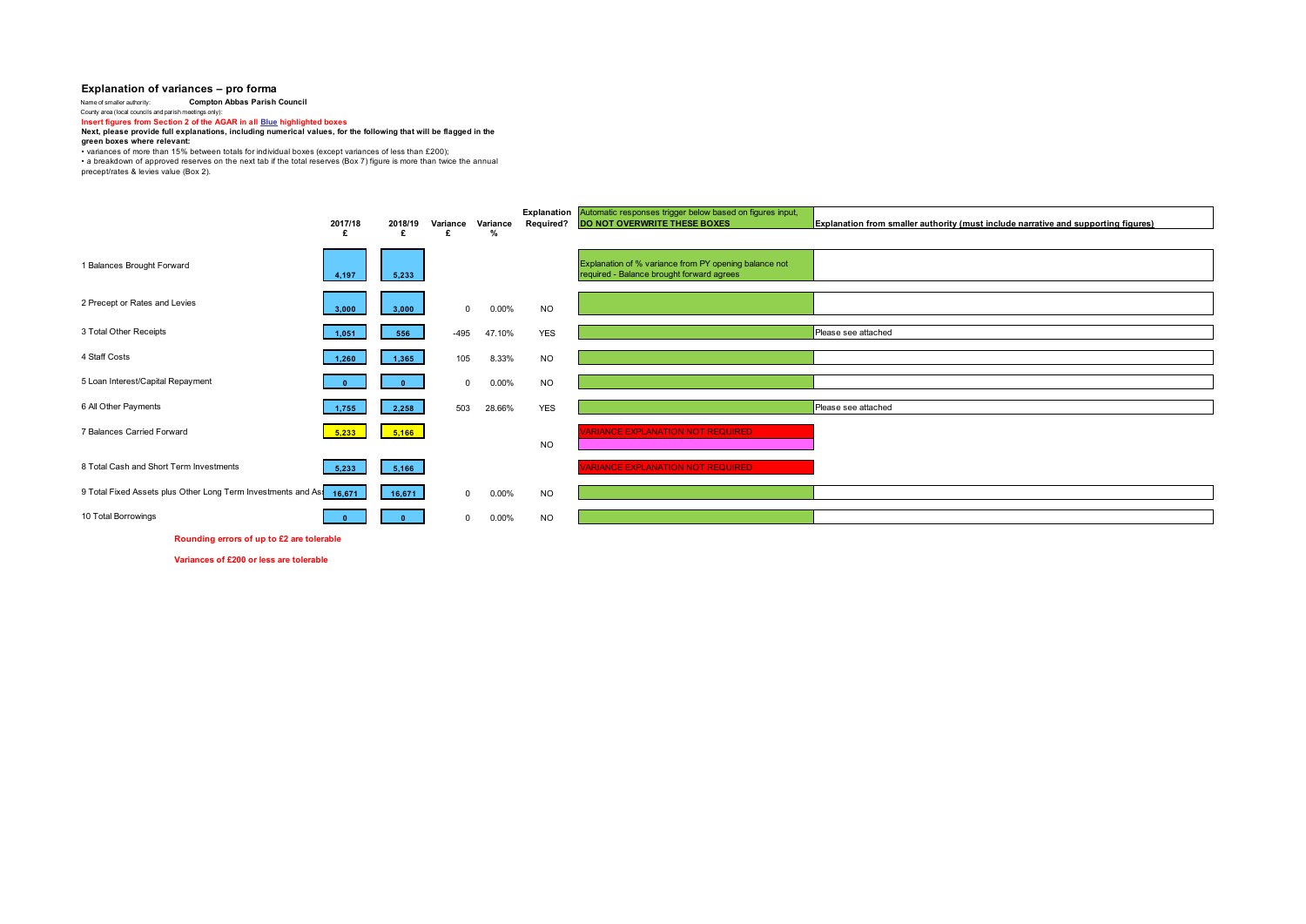## Explanation of variances – pro forma

Name of smaller authority: **Compton Abbas Parish Council**

County area (local councils and parish meetings only):

**Insert figures from Section 2 of the AGAR in all Blue highlighted boxes**

**Next, please provide full explanations, including numerical values, for the following that will be flagged in the green boxes where relevant:**

• variances of more than 15% between totals for individual boxes (except variances of less than £200);

• a breakdown of approved reserves on the next tab if the total reserves (Box 7) figure is more than twice the annual precept/rates & levies value (Box 2).

| | 2017/18 £ | 2018/19 £ | Variance £ | Variance % | Explanation Required? | Automatic responses trigger below based on figures input, **DO NOT OVERWRITE THESE BOXES** | **Explanation from smaller authority (must include narrative and supporting figures)** |
|---|---|---|---|---|---|---|---|
| 1 Balances Brought Forward | 4,197 | 5,233 | | | | Explanation of % variance from PY opening balance not required - Balance brought forward agrees | |
| 2 Precept or Rates and Levies | 3,000 | 3,000 | 0 | 0.00% | NO | | |
| 3 Total Other Receipts | 1,051 | 556 | -495 | 47.10% | YES | | Please see attached |
| 4 Staff Costs | 1,260 | 1,365 | 105 | 8.33% | NO | | |
| 5 Loan Interest/Capital Repayment | 0 | 0 | 0 | 0.00% | NO | | |
| 6 All Other Payments | 1,755 | 2,258 | 503 | 28.66% | YES | | Please see attached |
| 7 Balances Carried Forward | 5,233 | 5,166 | | | NO | VARIANCE EXPLANATION NOT REQUIRED | |
| 8 Total Cash and Short Term Investments | 5,233 | 5,166 | | | | VARIANCE EXPLANATION NOT REQUIRED | |
| 9 Total Fixed Assets plus Other Long Term Investments and Assets | 16,671 | 16,671 | 0 | 0.00% | NO | | |
| 10 Total Borrowings | 0 | 0 | 0 | 0.00% | NO | | |

**Rounding errors of up to £2 are tolerable**

**Variances of £200 or less are tolerable**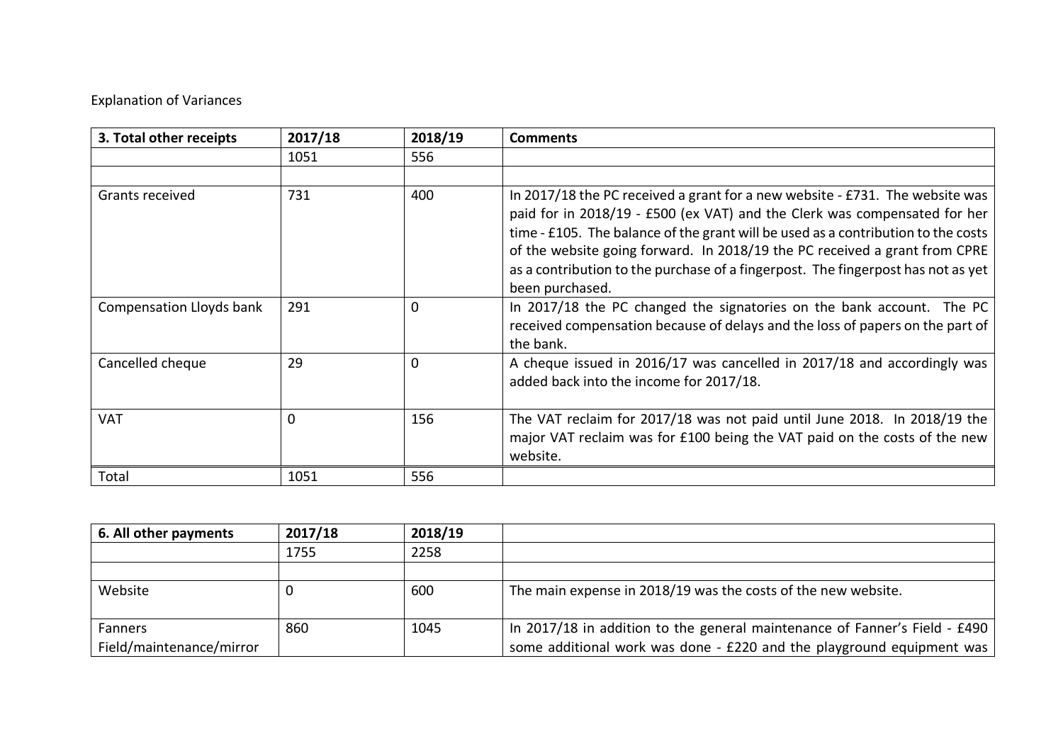Explanation of Variances

| 3. Total other receipts | 2017/18 | 2018/19 | Comments |
|---|---|---|---|
| | 1051 | 556 | |
| | | | |
| Grants received | 731 | 400 | In 2017/18 the PC received a grant for a new website - £731. The website was paid for in 2018/19 - £500 (ex VAT) and the Clerk was compensated for her time - £105. The balance of the grant will be used as a contribution to the costs of the website going forward. In 2018/19 the PC received a grant from CPRE as a contribution to the purchase of a fingerpost. The fingerpost has not as yet been purchased. |
| Compensation Lloyds bank | 291 | 0 | In 2017/18 the PC changed the signatories on the bank account. The PC received compensation because of delays and the loss of papers on the part of the bank. |
| Cancelled cheque | 29 | 0 | A cheque issued in 2016/17 was cancelled in 2017/18 and accordingly was added back into the income for 2017/18. |
| VAT | 0 | 156 | The VAT reclaim for 2017/18 was not paid until June 2018. In 2018/19 the major VAT reclaim was for £100 being the VAT paid on the costs of the new website. |
| Total | 1051 | 556 | |

| 6. All other payments | 2017/18 | 2018/19 | |
|---|---|---|---|
| | 1755 | 2258 | |
| | | | |
| Website | 0 | 600 | The main expense in 2018/19 was the costs of the new website. |
| Fanners Field/maintenance/mirror | 860 | 1045 | In 2017/18 in addition to the general maintenance of Fanner's Field - £490 some additional work was done - £220 and the playground equipment was |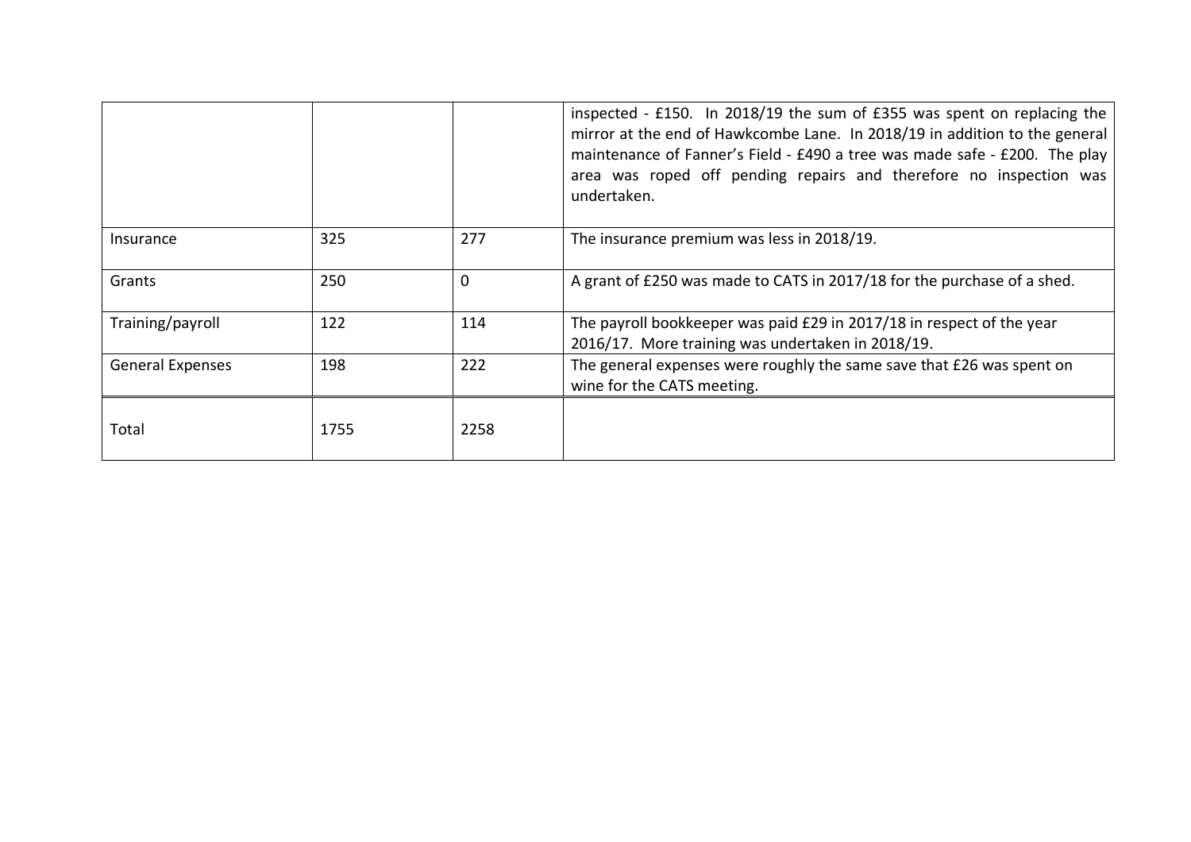| | | | |
|---|---|---|---|
| | | | inspected - £150. In 2018/19 the sum of £355 was spent on replacing the mirror at the end of Hawkcombe Lane. In 2018/19 in addition to the general maintenance of Fanner's Field - £490 a tree was made safe - £200. The play area was roped off pending repairs and therefore no inspection was undertaken. |
| Insurance | 325 | 277 | The insurance premium was less in 2018/19. |
| Grants | 250 | 0 | A grant of £250 was made to CATS in 2017/18 for the purchase of a shed. |
| Training/payroll | 122 | 114 | The payroll bookkeeper was paid £29 in 2017/18 in respect of the year 2016/17. More training was undertaken in 2018/19. |
| General Expenses | 198 | 222 | The general expenses were roughly the same save that £26 was spent on wine for the CATS meeting. |
| Total | 1755 | 2258 | |